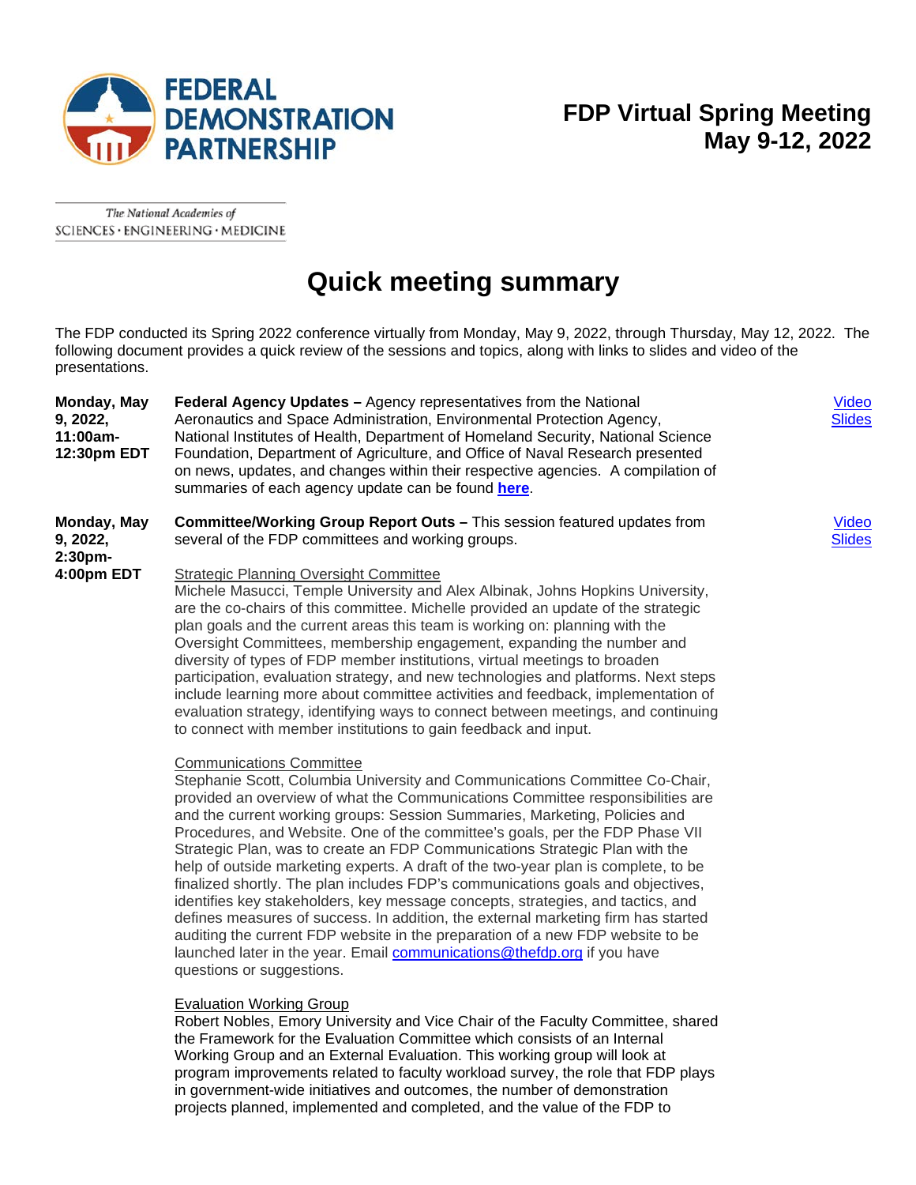# FEDERAL DEMONSTRATION PARTNERSHIP

## FDP Virtual Spring Meeting
## May 9-12, 2022

The National Academies of SCIENCES · ENGINEERING · MEDICINE

# Quick meeting summary

The FDP conducted its Spring 2022 conference virtually from Monday, May 9, 2022, through Thursday, May 12, 2022. The following document provides a quick review of the sessions and topics, along with links to slides and video of the presentations.

**Monday, May 9, 2022, 11:00am-12:30pm EDT**

**Federal Agency Updates –** Agency representatives from the National Aeronautics and Space Administration, Environmental Protection Agency, National Institutes of Health, Department of Homeland Security, National Science Foundation, Department of Agriculture, and Office of Naval Research presented on news, updates, and changes within their respective agencies. A compilation of summaries of each agency update can be found **here**.

Video
Slides

**Monday, May 9, 2022, 2:30pm-4:00pm EDT**

**Committee/Working Group Report Outs –** This session featured updates from several of the FDP committees and working groups.

Video
Slides

Strategic Planning Oversight Committee
Michele Masucci, Temple University and Alex Albinak, Johns Hopkins University, are the co-chairs of this committee. Michelle provided an update of the strategic plan goals and the current areas this team is working on: planning with the Oversight Committees, membership engagement, expanding the number and diversity of types of FDP member institutions, virtual meetings to broaden participation, evaluation strategy, and new technologies and platforms. Next steps include learning more about committee activities and feedback, implementation of evaluation strategy, identifying ways to connect between meetings, and continuing to connect with member institutions to gain feedback and input.

Communications Committee
Stephanie Scott, Columbia University and Communications Committee Co-Chair, provided an overview of what the Communications Committee responsibilities are and the current working groups: Session Summaries, Marketing, Policies and Procedures, and Website. One of the committee's goals, per the FDP Phase VII Strategic Plan, was to create an FDP Communications Strategic Plan with the help of outside marketing experts. A draft of the two-year plan is complete, to be finalized shortly. The plan includes FDP's communications goals and objectives, identifies key stakeholders, key message concepts, strategies, and tactics, and defines measures of success. In addition, the external marketing firm has started auditing the current FDP website in the preparation of a new FDP website to be launched later in the year. Email communications@thefdp.org if you have questions or suggestions.

Evaluation Working Group
Robert Nobles, Emory University and Vice Chair of the Faculty Committee, shared the Framework for the Evaluation Committee which consists of an Internal Working Group and an External Evaluation. This working group will look at program improvements related to faculty workload survey, the role that FDP plays in government-wide initiatives and outcomes, the number of demonstration projects planned, implemented and completed, and the value of the FDP to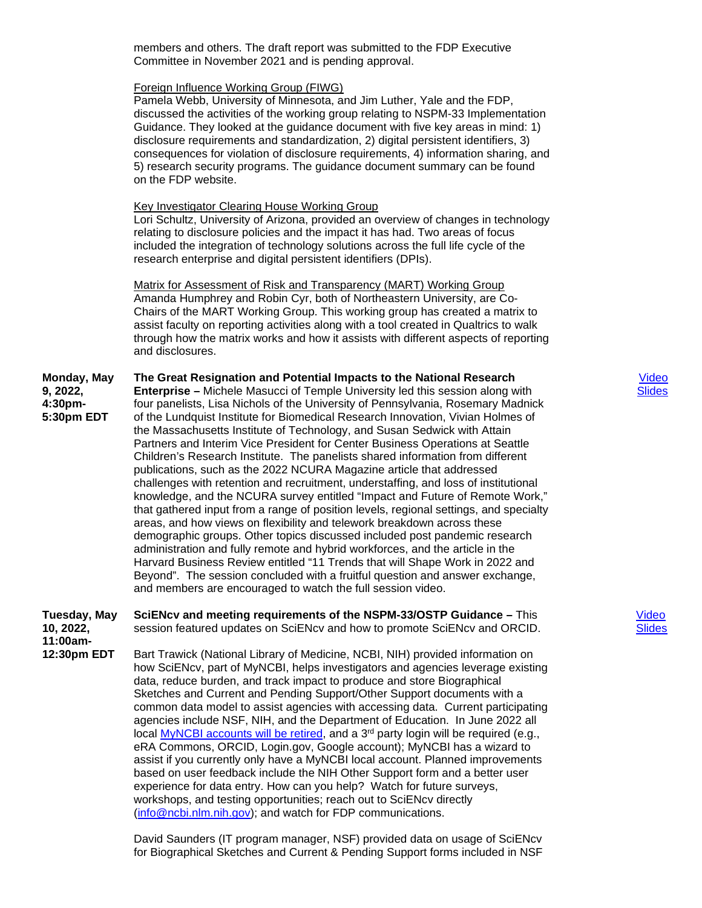members and others. The draft report was submitted to the FDP Executive Committee in November 2021 and is pending approval.

Foreign Influence Working Group (FIWG)
Pamela Webb, University of Minnesota, and Jim Luther, Yale and the FDP, discussed the activities of the working group relating to NSPM-33 Implementation Guidance. They looked at the guidance document with five key areas in mind: 1) disclosure requirements and standardization, 2) digital persistent identifiers, 3) consequences for violation of disclosure requirements, 4) information sharing, and 5) research security programs. The guidance document summary can be found on the FDP website.

Key Investigator Clearing House Working Group
Lori Schultz, University of Arizona, provided an overview of changes in technology relating to disclosure policies and the impact it has had. Two areas of focus included the integration of technology solutions across the full life cycle of the research enterprise and digital persistent identifiers (DPIs).

Matrix for Assessment of Risk and Transparency (MART) Working Group
Amanda Humphrey and Robin Cyr, both of Northeastern University, are Co-Chairs of the MART Working Group. This working group has created a matrix to assist faculty on reporting activities along with a tool created in Qualtrics to walk through how the matrix works and how it assists with different aspects of reporting and disclosures.

| | | |
|---|---|---|
| **Monday, May 9, 2022, 4:30pm-5:30pm EDT** | **The Great Resignation and Potential Impacts to the National Research Enterprise –** Michele Masucci of Temple University led this session along with four panelists, Lisa Nichols of the University of Pennsylvania, Rosemary Madnick of the Lundquist Institute for Biomedical Research Innovation, Vivian Holmes of the Massachusetts Institute of Technology, and Susan Sedwick with Attain Partners and Interim Vice President for Center Business Operations at Seattle Children's Research Institute. The panelists shared information from different publications, such as the 2022 NCURA Magazine article that addressed challenges with retention and recruitment, understaffing, and loss of institutional knowledge, and the NCURA survey entitled "Impact and Future of Remote Work," that gathered input from a range of position levels, regional settings, and specialty areas, and how views on flexibility and telework breakdown across these demographic groups. Other topics discussed included post pandemic research administration and fully remote and hybrid workforces, and the article in the Harvard Business Review entitled "11 Trends that will Shape Work in 2022 and Beyond". The session concluded with a fruitful question and answer exchange, and members are encouraged to watch the full session video. | Video<br>Slides |
| **Tuesday, May 10, 2022, 11:00am-12:30pm EDT** | **SciENcv and meeting requirements of the NSPM-33/OSTP Guidance –** This session featured updates on SciENcv and how to promote SciENcv and ORCID.<br><br>Bart Trawick (National Library of Medicine, NCBI, NIH) provided information on how SciENcv, part of MyNCBI, helps investigators and agencies leverage existing data, reduce burden, and track impact to produce and store Biographical Sketches and Current and Pending Support/Other Support documents with a common data model to assist agencies with accessing data. Current participating agencies include NSF, NIH, and the Department of Education. In June 2022 all local MyNCBI accounts will be retired, and a 3rd party login will be required (e.g., eRA Commons, ORCID, Login.gov, Google account); MyNCBI has a wizard to assist if you currently only have a MyNCBI local account. Planned improvements based on user feedback include the NIH Other Support form and a better user experience for data entry. How can you help? Watch for future surveys, workshops, and testing opportunities; reach out to SciENcv directly (info@ncbi.nlm.nih.gov); and watch for FDP communications.<br><br>David Saunders (IT program manager, NSF) provided data on usage of SciENcv for Biographical Sketches and Current & Pending Support forms included in NSF | Video<br>Slides |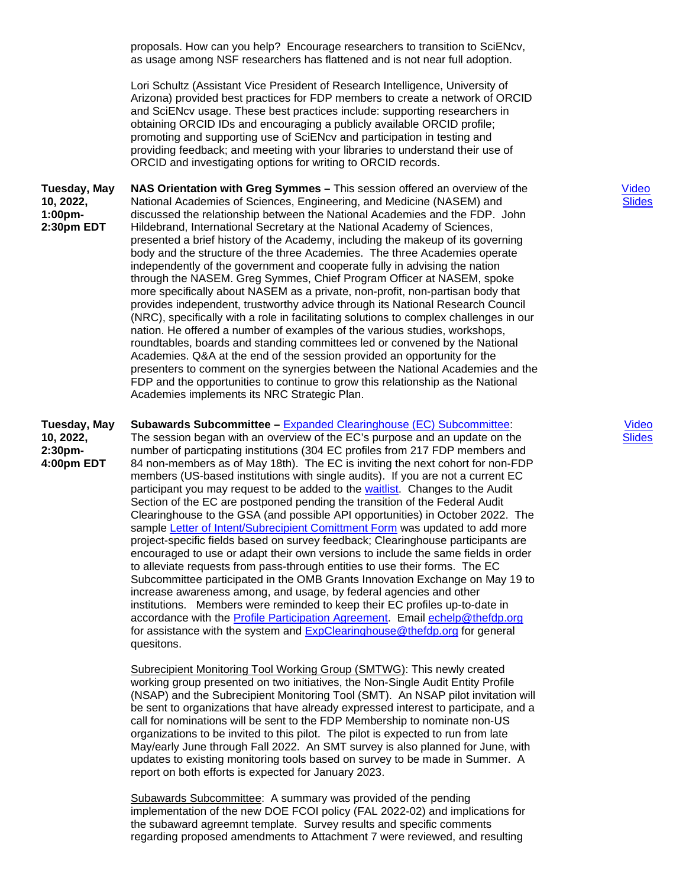proposals. How can you help? Encourage researchers to transition to SciENcv, as usage among NSF researchers has flattened and is not near full adoption.

Lori Schultz (Assistant Vice President of Research Intelligence, University of Arizona) provided best practices for FDP members to create a network of ORCID and SciENcv usage. These best practices include: supporting researchers in obtaining ORCID IDs and encouraging a publicly available ORCID profile; promoting and supporting use of SciENcv and participation in testing and providing feedback; and meeting with your libraries to understand their use of ORCID and investigating options for writing to ORCID records.

| | | |
|---|---|---|
| **Tuesday, May 10, 2022, 1:00pm-2:30pm EDT** | **NAS Orientation with Greg Symmes –** This session offered an overview of the National Academies of Sciences, Engineering, and Medicine (NASEM) and discussed the relationship between the National Academies and the FDP. John Hildebrand, International Secretary at the National Academy of Sciences, presented a brief history of the Academy, including the makeup of its governing body and the structure of the three Academies. The three Academies operate independently of the government and cooperate fully in advising the nation through the NASEM. Greg Symmes, Chief Program Officer at NASEM, spoke more specifically about NASEM as a private, non-profit, non-partisan body that provides independent, trustworthy advice through its National Research Council (NRC), specifically with a role in facilitating solutions to complex challenges in our nation. He offered a number of examples of the various studies, workshops, roundtables, boards and standing committees led or convened by the National Academies. Q&A at the end of the session provided an opportunity for the presenters to comment on the synergies between the National Academies and the FDP and the opportunities to continue to grow this relationship as the National Academies implements its NRC Strategic Plan. | Video<br>Slides |
| **Tuesday, May 10, 2022, 2:30pm-4:00pm EDT** | **Subawards Subcommittee –** Expanded Clearinghouse (EC) Subcommittee: The session began with an overview of the EC's purpose and an update on the number of particpating institutions (304 EC profiles from 217 FDP members and 84 non-members as of May 18th). The EC is inviting the next cohort for non-FDP members (US-based institutions with single audits). If you are not a current EC participant you may request to be added to the waitlist. Changes to the Audit Section of the EC are postponed pending the transition of the Federal Audit Clearinghouse to the GSA (and possible API opportunities) in October 2022. The sample Letter of Intent/Subrecipient Comittment Form was updated to add more project-specific fields based on survey feedback; Clearinghouse participants are encouraged to use or adapt their own versions to include the same fields in order to alleviate requests from pass-through entities to use their forms. The EC Subcommittee participated in the OMB Grants Innovation Exchange on May 19 to increase awareness among, and usage, by federal agencies and other institutions. Members were reminded to keep their EC profiles up-to-date in accordance with the Profile Participation Agreement. Email echelp@thefdp.org for assistance with the system and ExpClearinghouse@thefdp.org for general quesitons.<br><br>Subrecipient Monitoring Tool Working Group (SMTWG): This newly created working group presented on two initiatives, the Non-Single Audit Entity Profile (NSAP) and the Subrecipient Monitoring Tool (SMT). An NSAP pilot invitation will be sent to organizations that have already expressed interest to participate, and a call for nominations will be sent to the FDP Membership to nominate non-US organizations to be invited to this pilot. The pilot is expected to run from late May/early June through Fall 2022. An SMT survey is also planned for June, with updates to existing monitoring tools based on survey to be made in Summer. A report on both efforts is expected for January 2023.<br><br>Subawards Subcommittee: A summary was provided of the pending implementation of the new DOE FCOI policy (FAL 2022-02) and implications for the subaward agreemnt template. Survey results and specific comments regarding proposed amendments to Attachment 7 were reviewed, and resulting | Video<br>Slides |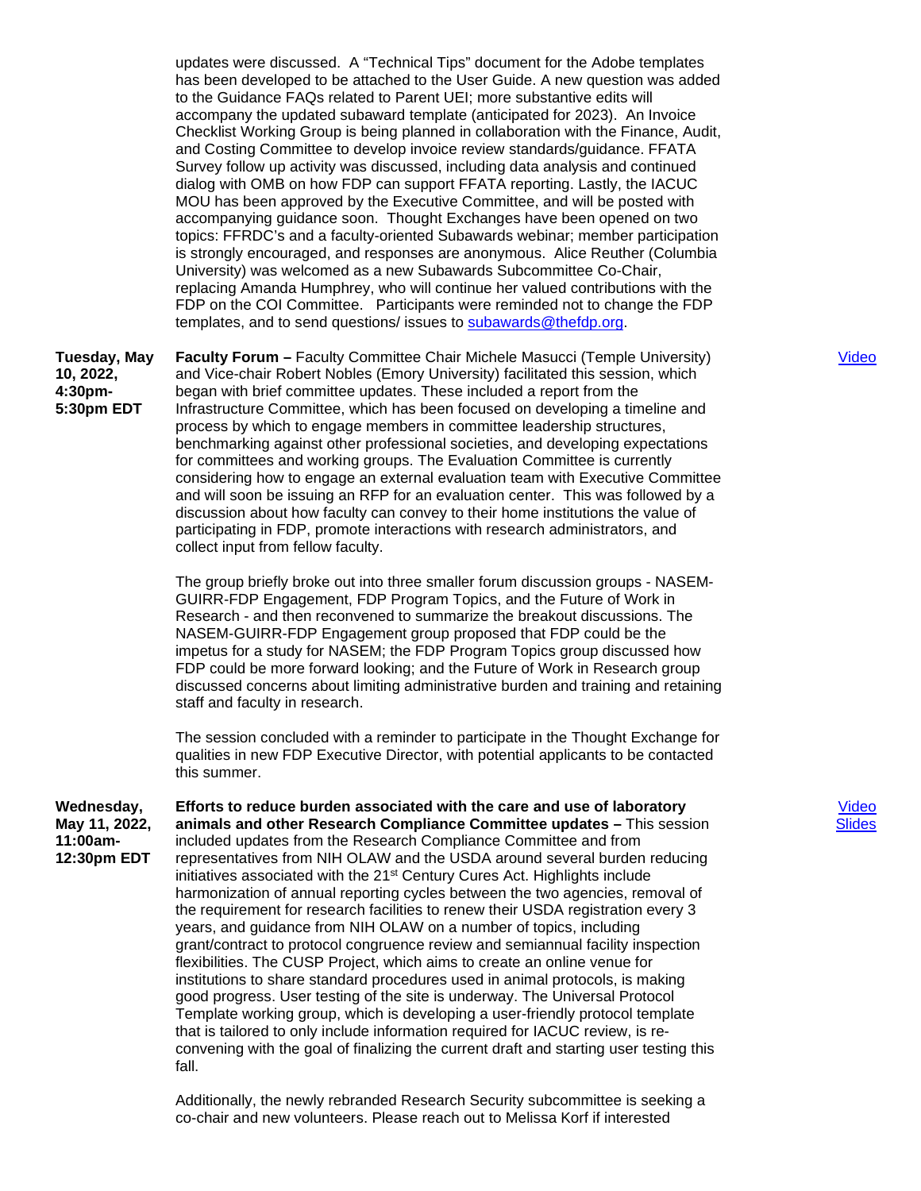updates were discussed. A "Technical Tips" document for the Adobe templates has been developed to be attached to the User Guide. A new question was added to the Guidance FAQs related to Parent UEI; more substantive edits will accompany the updated subaward template (anticipated for 2023). An Invoice Checklist Working Group is being planned in collaboration with the Finance, Audit, and Costing Committee to develop invoice review standards/guidance. FFATA Survey follow up activity was discussed, including data analysis and continued dialog with OMB on how FDP can support FFATA reporting. Lastly, the IACUC MOU has been approved by the Executive Committee, and will be posted with accompanying guidance soon. Thought Exchanges have been opened on two topics: FFRDC's and a faculty-oriented Subawards webinar; member participation is strongly encouraged, and responses are anonymous. Alice Reuther (Columbia University) was welcomed as a new Subawards Subcommittee Co-Chair, replacing Amanda Humphrey, who will continue her valued contributions with the FDP on the COI Committee. Participants were reminded not to change the FDP templates, and to send questions/ issues to subawards@thefdp.org.

| | | |
|---|---|---|
| **Tuesday, May 10, 2022, 4:30pm-5:30pm EDT** | **Faculty Forum –** Faculty Committee Chair Michele Masucci (Temple University) and Vice-chair Robert Nobles (Emory University) facilitated this session, which began with brief committee updates. These included a report from the Infrastructure Committee, which has been focused on developing a timeline and process by which to engage members in committee leadership structures, benchmarking against other professional societies, and developing expectations for committees and working groups. The Evaluation Committee is currently considering how to engage an external evaluation team with Executive Committee and will soon be issuing an RFP for an evaluation center. This was followed by a discussion about how faculty can convey to their home institutions the value of participating in FDP, promote interactions with research administrators, and collect input from fellow faculty.<br><br>The group briefly broke out into three smaller forum discussion groups - NASEM-GUIRR-FDP Engagement, FDP Program Topics, and the Future of Work in Research - and then reconvened to summarize the breakout discussions. The NASEM-GUIRR-FDP Engagement group proposed that FDP could be the impetus for a study for NASEM; the FDP Program Topics group discussed how FDP could be more forward looking; and the Future of Work in Research group discussed concerns about limiting administrative burden and training and retaining staff and faculty in research.<br><br>The session concluded with a reminder to participate in the Thought Exchange for qualities in new FDP Executive Director, with potential applicants to be contacted this summer. | Video |
| **Wednesday, May 11, 2022, 11:00am-12:30pm EDT** | **Efforts to reduce burden associated with the care and use of laboratory animals and other Research Compliance Committee updates –** This session included updates from the Research Compliance Committee and from representatives from NIH OLAW and the USDA around several burden reducing initiatives associated with the 21st Century Cures Act. Highlights include harmonization of annual reporting cycles between the two agencies, removal of the requirement for research facilities to renew their USDA registration every 3 years, and guidance from NIH OLAW on a number of topics, including grant/contract to protocol congruence review and semiannual facility inspection flexibilities. The CUSP Project, which aims to create an online venue for institutions to share standard procedures used in animal protocols, is making good progress. User testing of the site is underway. The Universal Protocol Template working group, which is developing a user-friendly protocol template that is tailored to only include information required for IACUC review, is re-convening with the goal of finalizing the current draft and starting user testing this fall.<br><br>Additionally, the newly rebranded Research Security subcommittee is seeking a co-chair and new volunteers. Please reach out to Melissa Korf if interested | Video<br>Slides |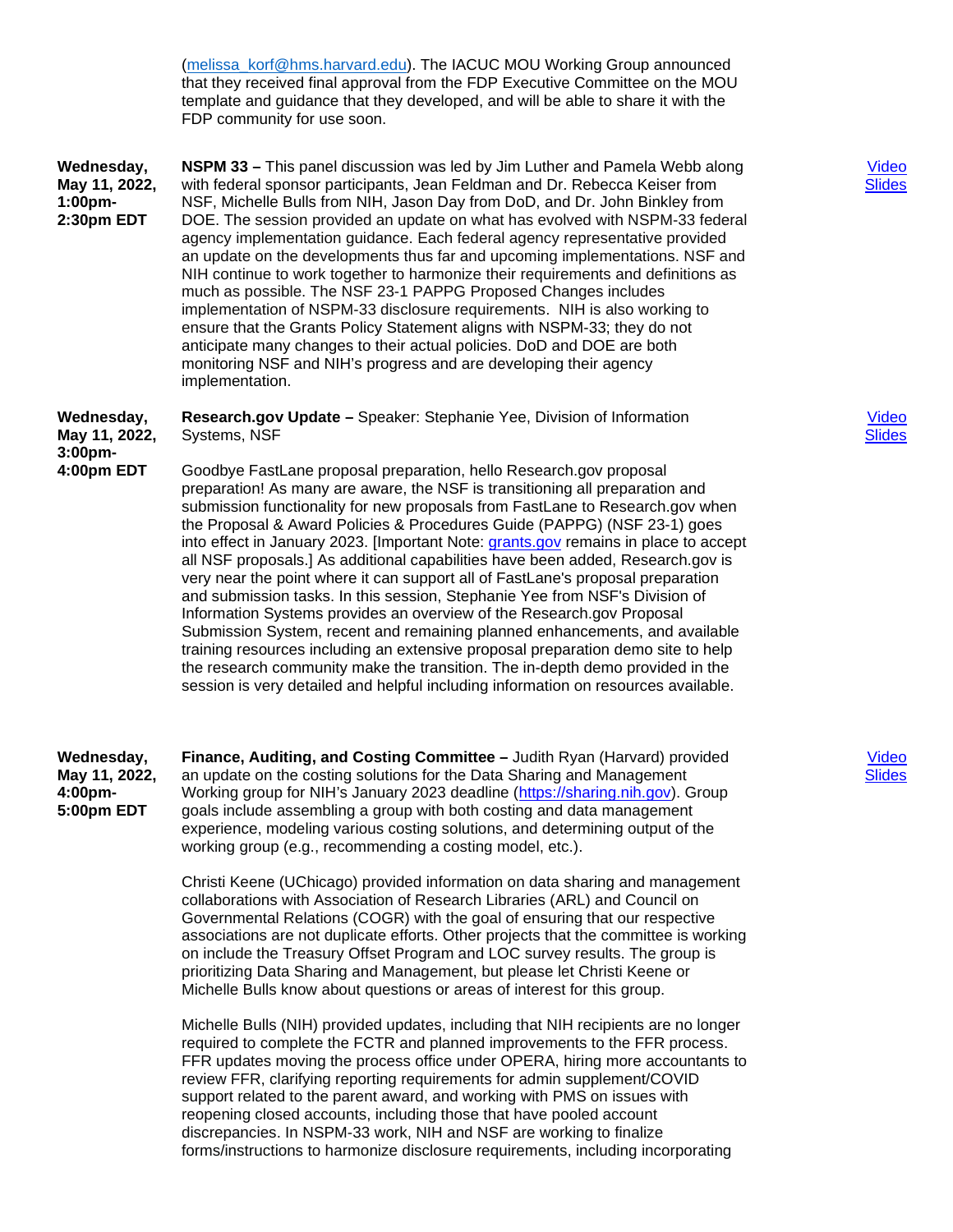(melissa_korf@hms.harvard.edu). The IACUC MOU Working Group announced that they received final approval from the FDP Executive Committee on the MOU template and guidance that they developed, and will be able to share it with the FDP community for use soon.

| | | |
|---|---|---|
| **Wednesday, May 11, 2022, 1:00pm-2:30pm EDT** | **NSPM 33 –** This panel discussion was led by Jim Luther and Pamela Webb along with federal sponsor participants, Jean Feldman and Dr. Rebecca Keiser from NSF, Michelle Bulls from NIH, Jason Day from DoD, and Dr. John Binkley from DOE. The session provided an update on what has evolved with NSPM-33 federal agency implementation guidance. Each federal agency representative provided an update on the developments thus far and upcoming implementations. NSF and NIH continue to work together to harmonize their requirements and definitions as much as possible. The NSF 23-1 PAPPG Proposed Changes includes implementation of NSPM-33 disclosure requirements. NIH is also working to ensure that the Grants Policy Statement aligns with NSPM-33; they do not anticipate many changes to their actual policies. DoD and DOE are both monitoring NSF and NIH's progress and are developing their agency implementation. | Video Slides |
| **Wednesday, May 11, 2022, 3:00pm-4:00pm EDT** | **Research.gov Update –** Speaker: Stephanie Yee, Division of Information Systems, NSF<br><br>Goodbye FastLane proposal preparation, hello Research.gov proposal preparation! As many are aware, the NSF is transitioning all preparation and submission functionality for new proposals from FastLane to Research.gov when the Proposal & Award Policies & Procedures Guide (PAPPG) (NSF 23-1) goes into effect in January 2023. [Important Note: grants.gov remains in place to accept all NSF proposals.] As additional capabilities have been added, Research.gov is very near the point where it can support all of FastLane's proposal preparation and submission tasks. In this session, Stephanie Yee from NSF's Division of Information Systems provides an overview of the Research.gov Proposal Submission System, recent and remaining planned enhancements, and available training resources including an extensive proposal preparation demo site to help the research community make the transition. The in-depth demo provided in the session is very detailed and helpful including information on resources available. | Video Slides |
| **Wednesday, May 11, 2022, 4:00pm-5:00pm EDT** | **Finance, Auditing, and Costing Committee –** Judith Ryan (Harvard) provided an update on the costing solutions for the Data Sharing and Management Working group for NIH's January 2023 deadline (https://sharing.nih.gov). Group goals include assembling a group with both costing and data management experience, modeling various costing solutions, and determining output of the working group (e.g., recommending a costing model, etc.).<br><br>Christi Keene (UChicago) provided information on data sharing and management collaborations with Association of Research Libraries (ARL) and Council on Governmental Relations (COGR) with the goal of ensuring that our respective associations are not duplicate efforts. Other projects that the committee is working on include the Treasury Offset Program and LOC survey results. The group is prioritizing Data Sharing and Management, but please let Christi Keene or Michelle Bulls know about questions or areas of interest for this group.<br><br>Michelle Bulls (NIH) provided updates, including that NIH recipients are no longer required to complete the FCTR and planned improvements to the FFR process. FFR updates moving the process office under OPERA, hiring more accountants to review FFR, clarifying reporting requirements for admin supplement/COVID support related to the parent award, and working with PMS on issues with reopening closed accounts, including those that have pooled account discrepancies. In NSPM-33 work, NIH and NSF are working to finalize forms/instructions to harmonize disclosure requirements, including incorporating | Video Slides |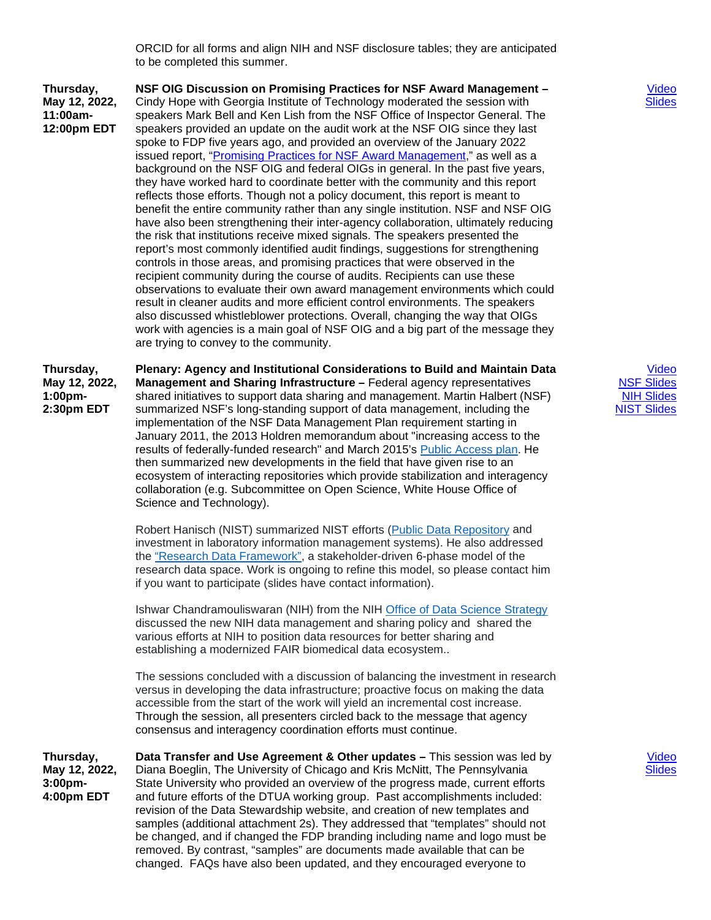ORCID for all forms and align NIH and NSF disclosure tables; they are anticipated to be completed this summer.

| Date/Time | Session | Materials |
|---|---|---|
| **Thursday, May 12, 2022, 11:00am-12:00pm EDT** | **NSF OIG Discussion on Promising Practices for NSF Award Management –** Cindy Hope with Georgia Institute of Technology moderated the session with speakers Mark Bell and Ken Lish from the NSF Office of Inspector General. The speakers provided an update on the audit work at the NSF OIG since they last spoke to FDP five years ago, and provided an overview of the January 2022 issued report, "Promising Practices for NSF Award Management," as well as a background on the NSF OIG and federal OIGs in general. In the past five years, they have worked hard to coordinate better with the community and this report reflects those efforts. Though not a policy document, this report is meant to benefit the entire community rather than any single institution. NSF and NSF OIG have also been strengthening their inter-agency collaboration, ultimately reducing the risk that institutions receive mixed signals. The speakers presented the report's most commonly identified audit findings, suggestions for strengthening controls in those areas, and promising practices that were observed in the recipient community during the course of audits. Recipients can use these observations to evaluate their own award management environments which could result in cleaner audits and more efficient control environments. The speakers also discussed whistleblower protections. Overall, changing the way that OIGs work with agencies is a main goal of NSF OIG and a big part of the message they are trying to convey to the community. | Video<br>Slides |
| **Thursday, May 12, 2022, 1:00pm-2:30pm EDT** | **Plenary: Agency and Institutional Considerations to Build and Maintain Data Management and Sharing Infrastructure –** Federal agency representatives shared initiatives to support data sharing and management. Martin Halbert (NSF) summarized NSF's long-standing support of data management, including the implementation of the NSF Data Management Plan requirement starting in January 2011, the 2013 Holdren memorandum about "increasing access to the results of federally-funded research" and March 2015's Public Access plan. He then summarized new developments in the field that have given rise to an ecosystem of interacting repositories which provide stabilization and interagency collaboration (e.g. Subcommittee on Open Science, White House Office of Science and Technology).<br><br>Robert Hanisch (NIST) summarized NIST efforts (Public Data Repository and investment in laboratory information management systems). He also addressed the "Research Data Framework", a stakeholder-driven 6-phase model of the research data space. Work is ongoing to refine this model, so please contact him if you want to participate (slides have contact information).<br><br>Ishwar Chandramouliswaran (NIH) from the NIH Office of Data Science Strategy discussed the new NIH data management and sharing policy and shared the various efforts at NIH to position data resources for better sharing and establishing a modernized FAIR biomedical data ecosystem..<br><br>The sessions concluded with a discussion of balancing the investment in research versus in developing the data infrastructure; proactive focus on making the data accessible from the start of the work will yield an incremental cost increase. Through the session, all presenters circled back to the message that agency consensus and interagency coordination efforts must continue. | Video<br>NSF Slides<br>NIH Slides<br>NIST Slides |
| **Thursday, May 12, 2022, 3:00pm-4:00pm EDT** | **Data Transfer and Use Agreement & Other updates –** This session was led by Diana Boeglin, The University of Chicago and Kris McNitt, The Pennsylvania State University who provided an overview of the progress made, current efforts and future efforts of the DTUA working group. Past accomplishments included: revision of the Data Stewardship website, and creation of new templates and samples (additional attachment 2s). They addressed that "templates" should not be changed, and if changed the FDP branding including name and logo must be removed. By contrast, "samples" are documents made available that can be changed. FAQs have also been updated, and they encouraged everyone to | Video<br>Slides |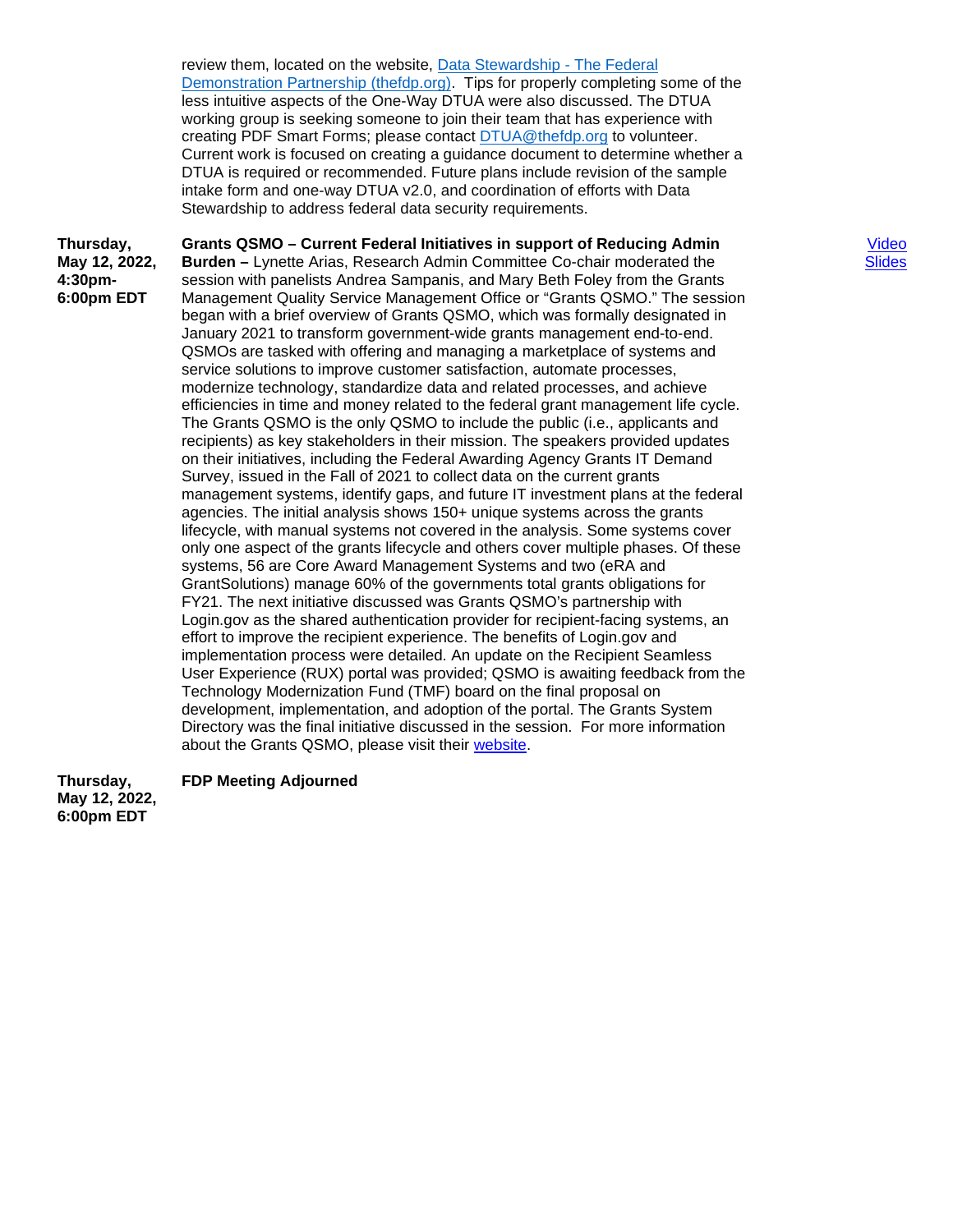review them, located on the website, [Data Stewardship - The Federal Demonstration Partnership (thefdp.org)](). Tips for properly completing some of the less intuitive aspects of the One-Way DTUA were also discussed. The DTUA working group is seeking someone to join their team that has experience with creating PDF Smart Forms; please contact DTUA@thefdp.org to volunteer. Current work is focused on creating a guidance document to determine whether a DTUA is required or recommended. Future plans include revision of the sample intake form and one-way DTUA v2.0, and coordination of efforts with Data Stewardship to address federal data security requirements.

| | | |
|---|---|---|
| **Thursday, May 12, 2022, 4:30pm-6:00pm EDT** | **Grants QSMO – Current Federal Initiatives in support of Reducing Admin Burden –** Lynette Arias, Research Admin Committee Co-chair moderated the session with panelists Andrea Sampanis, and Mary Beth Foley from the Grants Management Quality Service Management Office or "Grants QSMO." The session began with a brief overview of Grants QSMO, which was formally designated in January 2021 to transform government-wide grants management end-to-end. QSMOs are tasked with offering and managing a marketplace of systems and service solutions to improve customer satisfaction, automate processes, modernize technology, standardize data and related processes, and achieve efficiencies in time and money related to the federal grant management life cycle. The Grants QSMO is the only QSMO to include the public (i.e., applicants and recipients) as key stakeholders in their mission. The speakers provided updates on their initiatives, including the Federal Awarding Agency Grants IT Demand Survey, issued in the Fall of 2021 to collect data on the current grants management systems, identify gaps, and future IT investment plans at the federal agencies. The initial analysis shows 150+ unique systems across the grants lifecycle, with manual systems not covered in the analysis. Some systems cover only one aspect of the grants lifecycle and others cover multiple phases. Of these systems, 56 are Core Award Management Systems and two (eRA and GrantSolutions) manage 60% of the governments total grants obligations for FY21. The next initiative discussed was Grants QSMO's partnership with Login.gov as the shared authentication provider for recipient-facing systems, an effort to improve the recipient experience. The benefits of Login.gov and implementation process were detailed. An update on the Recipient Seamless User Experience (RUX) portal was provided; QSMO is awaiting feedback from the Technology Modernization Fund (TMF) board on the final proposal on development, implementation, and adoption of the portal. The Grants System Directory was the final initiative discussed in the session. For more information about the Grants QSMO, please visit their website. | Video<br>Slides |
| **Thursday, May 12, 2022, 6:00pm EDT** | **FDP Meeting Adjourned** | |